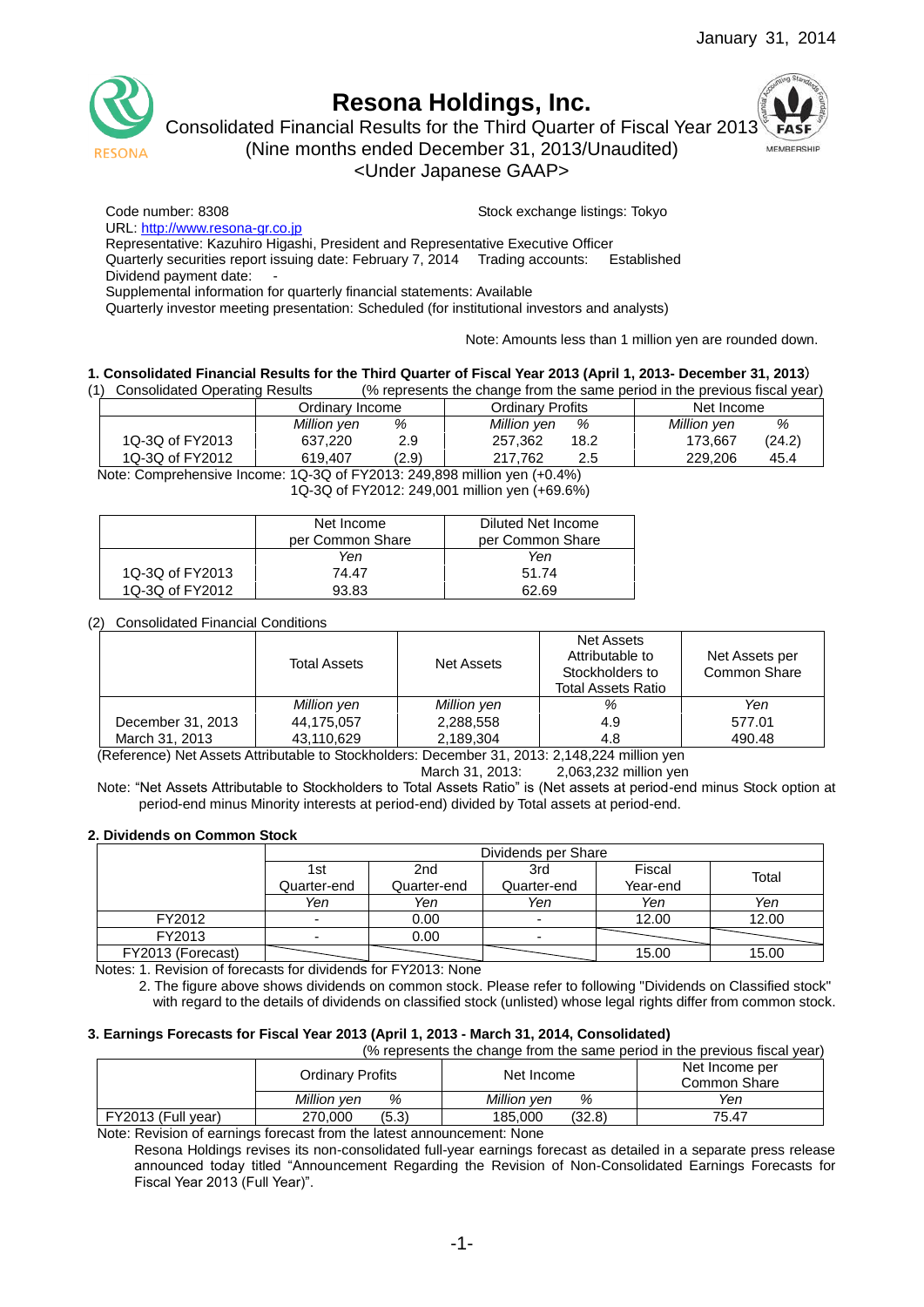January 31, 2014

# Resona Holdings, Inc.

Consolidated Financial Results for the Third Quarter of Fiscal Year 2013
(Nine months ended December 31, 2013/Unaudited)
<Under Japanese GAAP>

Code number: 8308 Stock exchange listings: Tokyo
URL: http://www.resona-gr.co.jp
Representative: Kazuhiro Higashi, President and Representative Executive Officer
Quarterly securities report issuing date: February 7, 2014 Trading accounts: Established
Dividend payment date: -
Supplemental information for quarterly financial statements: Available
Quarterly investor meeting presentation: Scheduled (for institutional investors and analysts)

Note: Amounts less than 1 million yen are rounded down.

### 1. Consolidated Financial Results for the Third Quarter of Fiscal Year 2013 (April 1, 2013- December 31, 2013)

(1) Consolidated Operating Results (% represents the change from the same period in the previous fiscal year)

| | Ordinary Income | | Ordinary Profits | | Net Income | |
|---|---|---|---|---|---|---|
| | *Million yen* | *%* | *Million yen* | *%* | *Million yen* | *%* |
| 1Q-3Q of FY2013 | 637,220 | 2.9 | 257,362 | 18.2 | 173,667 | (24.2) |
| 1Q-3Q of FY2012 | 619,407 | (2.9) | 217,762 | 2.5 | 229,206 | 45.4 |

Note: Comprehensive Income: 1Q-3Q of FY2013: 249,898 million yen (+0.4%)
1Q-3Q of FY2012: 249,001 million yen (+69.6%)

| | Net Income per Common Share | Diluted Net Income per Common Share |
|---|---|---|
| | *Yen* | *Yen* |
| 1Q-3Q of FY2013 | 74.47 | 51.74 |
| 1Q-3Q of FY2012 | 93.83 | 62.69 |

(2) Consolidated Financial Conditions

| | Total Assets | Net Assets | Net Assets Attributable to Stockholders to Total Assets Ratio | Net Assets per Common Share |
|---|---|---|---|---|
| | *Million yen* | *Million yen* | *%* | *Yen* |
| December 31, 2013 | 44,175,057 | 2,288,558 | 4.9 | 577.01 |
| March 31, 2013 | 43,110,629 | 2,189,304 | 4.8 | 490.48 |

(Reference) Net Assets Attributable to Stockholders: December 31, 2013: 2,148,224 million yen
March 31, 2013: 2,063,232 million yen

Note: "Net Assets Attributable to Stockholders to Total Assets Ratio" is (Net assets at period-end minus Stock option at period-end minus Minority interests at period-end) divided by Total assets at period-end.

### 2. Dividends on Common Stock

| | Dividends per Share | | | | |
|---|---|---|---|---|---|
| | 1st Quarter-end | 2nd Quarter-end | 3rd Quarter-end | Fiscal Year-end | Total |
| | *Yen* | *Yen* | *Yen* | *Yen* | *Yen* |
| FY2012 | - | 0.00 | - | 12.00 | 12.00 |
| FY2013 | - | 0.00 | - | | |
| FY2013 (Forecast) | | | | 15.00 | 15.00 |

Notes: 1. Revision of forecasts for dividends for FY2013: None
2. The figure above shows dividends on common stock. Please refer to following "Dividends on Classified stock" with regard to the details of dividends on classified stock (unlisted) whose legal rights differ from common stock.

### 3. Earnings Forecasts for Fiscal Year 2013 (April 1, 2013 - March 31, 2014, Consolidated)

(% represents the change from the same period in the previous fiscal year)

| | Ordinary Profits | | Net Income | | Net Income per Common Share |
|---|---|---|---|---|---|
| | *Million yen* | *%* | *Million yen* | *%* | *Yen* |
| FY2013 (Full year) | 270,000 | (5.3) | 185,000 | (32.8) | 75.47 |

Note: Revision of earnings forecast from the latest announcement: None
Resona Holdings revises its non-consolidated full-year earnings forecast as detailed in a separate press release announced today titled "Announcement Regarding the Revision of Non-Consolidated Earnings Forecasts for Fiscal Year 2013 (Full Year)".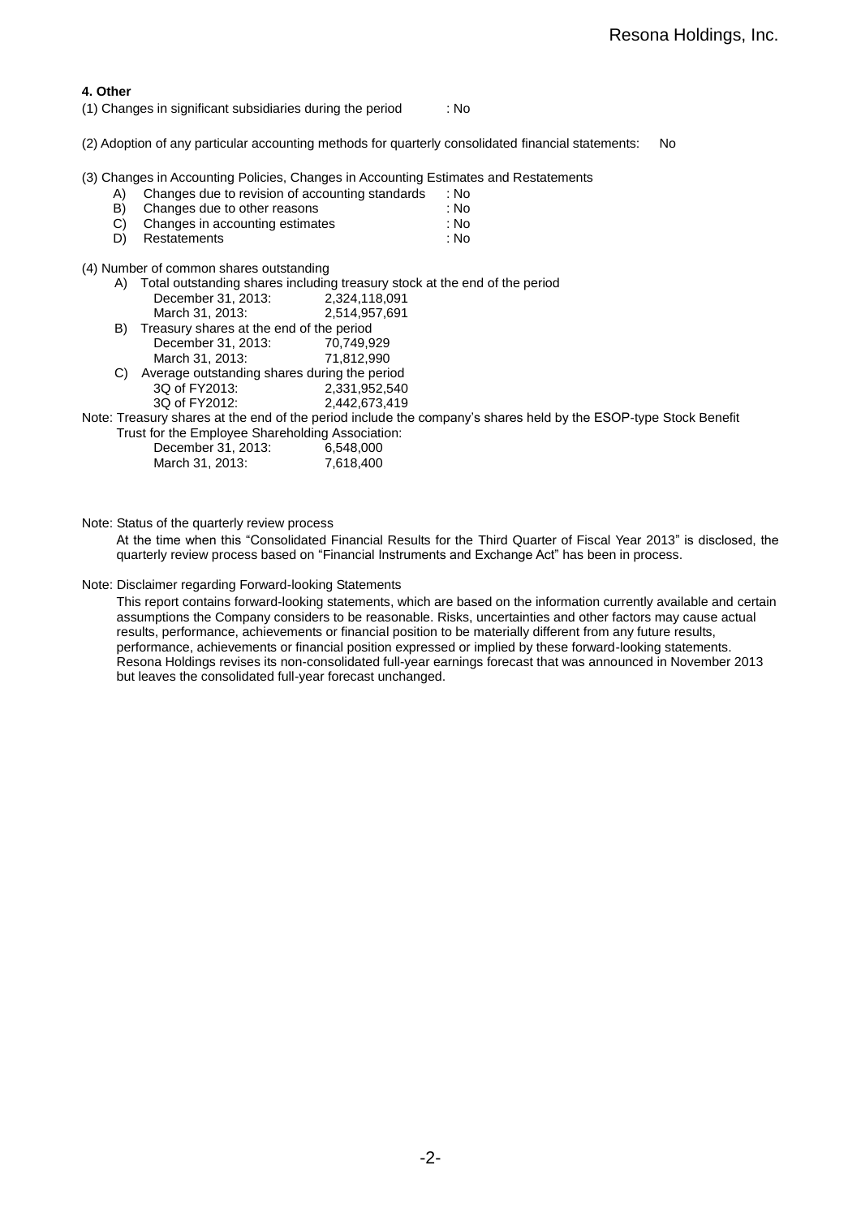**4. Other**

(1) Changes in significant subsidiaries during the period : No

(2) Adoption of any particular accounting methods for quarterly consolidated financial statements: No

(3) Changes in Accounting Policies, Changes in Accounting Estimates and Restatements

- A) Changes due to revision of accounting standards : No
- B) Changes due to other reasons : No
- C) Changes in accounting estimates : No
- D) Restatements : No

(4) Number of common shares outstanding

- A) Total outstanding shares including treasury stock at the end of the period
  - December 31, 2013: 2,324,118,091
  - March 31, 2013: 2,514,957,691
- B) Treasury shares at the end of the period
  - December 31, 2013: 70,749,929
  - March 31, 2013: 71,812,990
- C) Average outstanding shares during the period
  - 3Q of FY2013: 2,331,952,540
  - 3Q of FY2012: 2,442,673,419

Note: Treasury shares at the end of the period include the company's shares held by the ESOP-type Stock Benefit Trust for the Employee Shareholding Association:

- December 31, 2013: 6,548,000
- March 31, 2013: 7,618,400

Note: Status of the quarterly review process

At the time when this "Consolidated Financial Results for the Third Quarter of Fiscal Year 2013" is disclosed, the quarterly review process based on "Financial Instruments and Exchange Act" has been in process.

Note: Disclaimer regarding Forward-looking Statements

This report contains forward-looking statements, which are based on the information currently available and certain assumptions the Company considers to be reasonable. Risks, uncertainties and other factors may cause actual results, performance, achievements or financial position to be materially different from any future results, performance, achievements or financial position expressed or implied by these forward-looking statements. Resona Holdings revises its non-consolidated full-year earnings forecast that was announced in November 2013 but leaves the consolidated full-year forecast unchanged.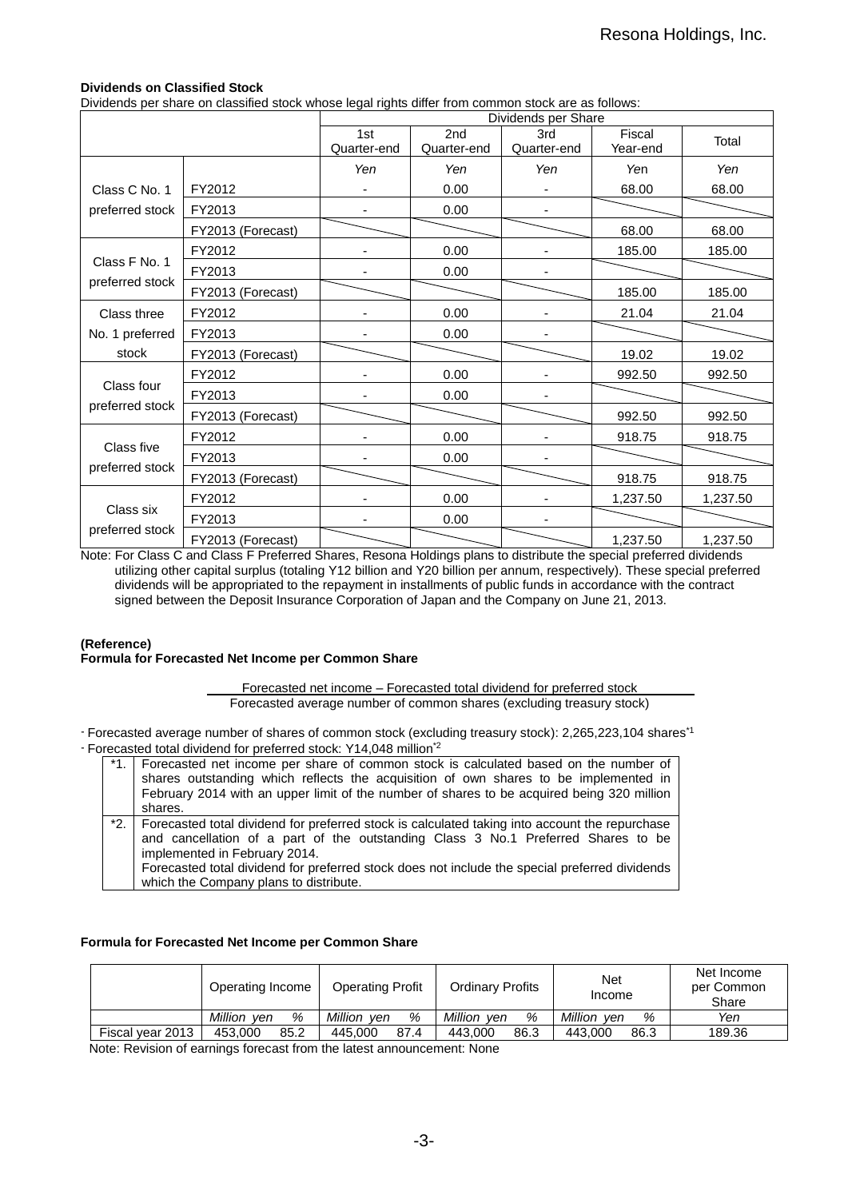**Dividends on Classified Stock**

Dividends per share on classified stock whose legal rights differ from common stock are as follows:

| | | Dividends per Share | | | | |
|---|---|---|---|---|---|---|
| | | 1st Quarter-end | 2nd Quarter-end | 3rd Quarter-end | Fiscal Year-end | Total |
| | | *Yen* | *Yen* | *Yen* | Yen | *Yen* |
| Class C No. 1 preferred stock | FY2012 | - | 0.00 | - | 68.00 | 68.00 |
| | FY2013 | - | 0.00 | - | | |
| | FY2013 (Forecast) | | | | 68.00 | 68.00 |
| Class F No. 1 preferred stock | FY2012 | - | 0.00 | - | 185.00 | 185.00 |
| | FY2013 | - | 0.00 | - | | |
| | FY2013 (Forecast) | | | | 185.00 | 185.00 |
| Class three No. 1 preferred stock | FY2012 | - | 0.00 | - | 21.04 | 21.04 |
| | FY2013 | - | 0.00 | - | | |
| | FY2013 (Forecast) | | | | 19.02 | 19.02 |
| Class four preferred stock | FY2012 | - | 0.00 | - | 992.50 | 992.50 |
| | FY2013 | - | 0.00 | - | | |
| | FY2013 (Forecast) | | | | 992.50 | 992.50 |
| Class five preferred stock | FY2012 | - | 0.00 | - | 918.75 | 918.75 |
| | FY2013 | - | 0.00 | - | | |
| | FY2013 (Forecast) | | | | 918.75 | 918.75 |
| Class six preferred stock | FY2012 | - | 0.00 | - | 1,237.50 | 1,237.50 |
| | FY2013 | - | 0.00 | - | | |
| | FY2013 (Forecast) | | | | 1,237.50 | 1,237.50 |

Note: For Class C and Class F Preferred Shares, Resona Holdings plans to distribute the special preferred dividends utilizing other capital surplus (totaling Y12 billion and Y20 billion per annum, respectively). These special preferred dividends will be appropriated to the repayment in installments of public funds in accordance with the contract signed between the Deposit Insurance Corporation of Japan and the Company on June 21, 2013.

**(Reference)**
**Formula for Forecasted Net Income per Common Share**

$$\frac{\text{Forecasted net income – Forecasted total dividend for preferred stock}}{\text{Forecasted average number of common shares (excluding treasury stock)}}$$

- Forecasted average number of shares of common stock (excluding treasury stock): 2,265,223,104 shares[*1]
- Forecasted total dividend for preferred stock: Y14,048 million[*2]

| | |
|---|---|
| *1. | Forecasted net income per share of common stock is calculated based on the number of shares outstanding which reflects the acquisition of own shares to be implemented in February 2014 with an upper limit of the number of shares to be acquired being 320 million shares. |
| *2. | Forecasted total dividend for preferred stock is calculated taking into account the repurchase and cancellation of a part of the outstanding Class 3 No.1 Preferred Shares to be implemented in February 2014. Forecasted total dividend for preferred stock does not include the special preferred dividends which the Company plans to distribute. |

**Formula for Forecasted Net Income per Common Share**

| | Operating Income | | Operating Profit | | Ordinary Profits | | Net Income | | Net Income per Common Share |
|---|---|---|---|---|---|---|---|---|---|
| | *Million yen* | *%* | *Million yen* | *%* | *Million yen* | *%* | *Million yen* | *%* | *Yen* |
| Fiscal year 2013 | 453,000 | 85.2 | 445,000 | 87.4 | 443,000 | 86.3 | 443,000 | 86.3 | 189.36 |

Note: Revision of earnings forecast from the latest announcement: None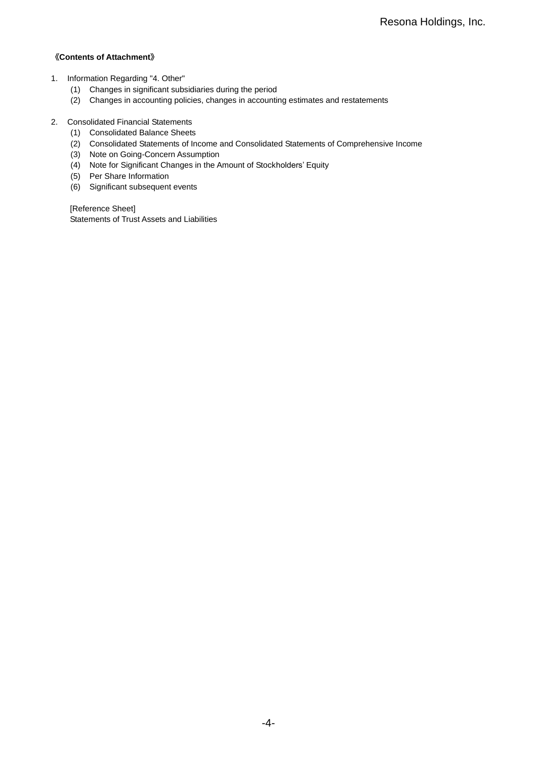《**Contents of Attachment**》

1. Information Regarding "4. Other"
   - (1) Changes in significant subsidiaries during the period
   - (2) Changes in accounting policies, changes in accounting estimates and restatements

2. Consolidated Financial Statements
   - (1) Consolidated Balance Sheets
   - (2) Consolidated Statements of Income and Consolidated Statements of Comprehensive Income
   - (3) Note on Going-Concern Assumption
   - (4) Note for Significant Changes in the Amount of Stockholders' Equity
   - (5) Per Share Information
   - (6) Significant subsequent events

   [Reference Sheet]
   Statements of Trust Assets and Liabilities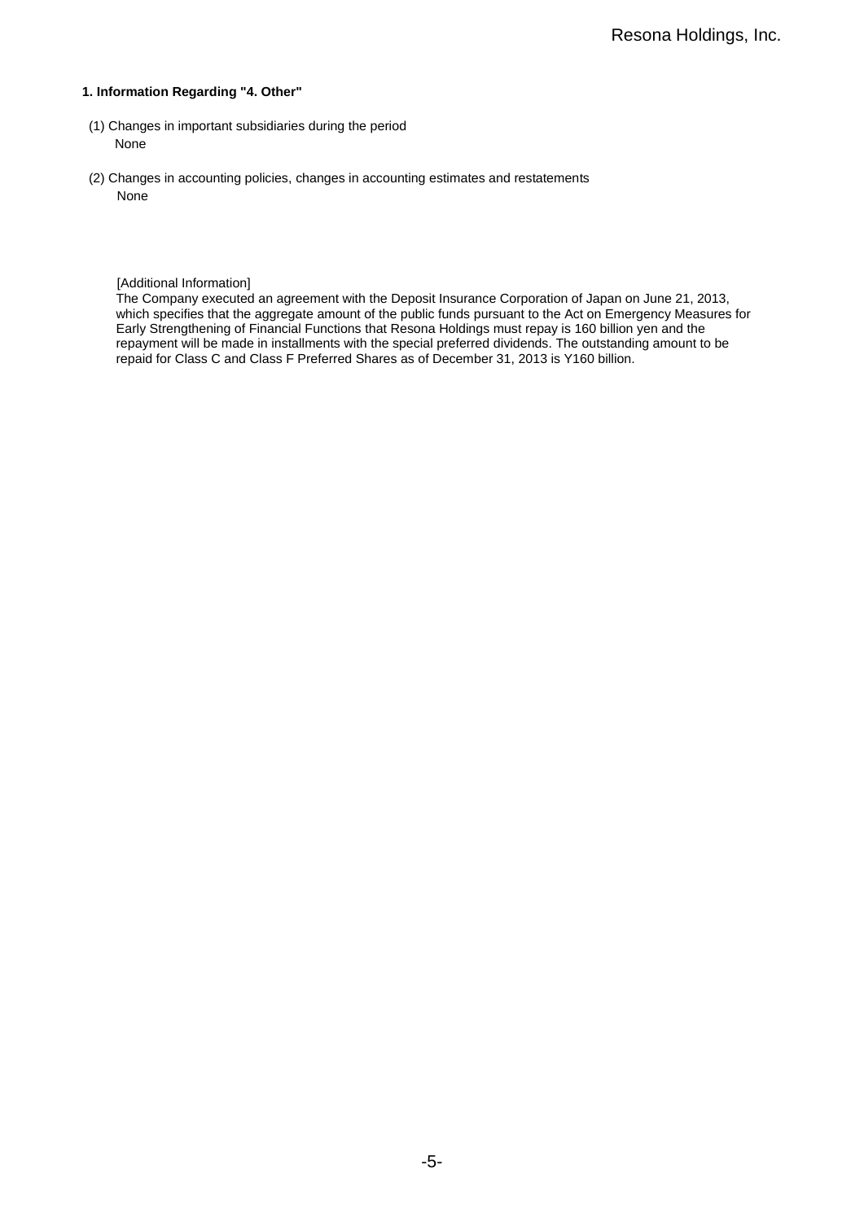### 1. Information Regarding "4. Other"

(1) Changes in important subsidiaries during the period

None

(2) Changes in accounting policies, changes in accounting estimates and restatements

None

[Additional Information]

The Company executed an agreement with the Deposit Insurance Corporation of Japan on June 21, 2013, which specifies that the aggregate amount of the public funds pursuant to the Act on Emergency Measures for Early Strengthening of Financial Functions that Resona Holdings must repay is 160 billion yen and the repayment will be made in installments with the special preferred dividends. The outstanding amount to be repaid for Class C and Class F Preferred Shares as of December 31, 2013 is Y160 billion.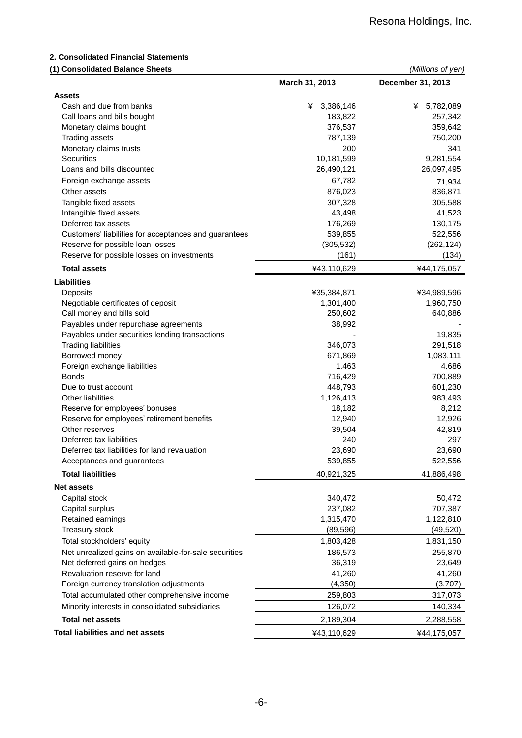## 2. Consolidated Financial Statements

### (1) Consolidated Balance Sheets

*(Millions of yen)*

| | March 31, 2013 | December 31, 2013 |
|---|---|---|
| **Assets** | | |
| Cash and due from banks | ¥ 3,386,146 | ¥ 5,782,089 |
| Call loans and bills bought | 183,822 | 257,342 |
| Monetary claims bought | 376,537 | 359,642 |
| Trading assets | 787,139 | 750,200 |
| Monetary claims trusts | 200 | 341 |
| Securities | 10,181,599 | 9,281,554 |
| Loans and bills discounted | 26,490,121 | 26,097,495 |
| Foreign exchange assets | 67,782 | 71,934 |
| Other assets | 876,023 | 836,871 |
| Tangible fixed assets | 307,328 | 305,588 |
| Intangible fixed assets | 43,498 | 41,523 |
| Deferred tax assets | 176,269 | 130,175 |
| Customers' liabilities for acceptances and guarantees | 539,855 | 522,556 |
| Reserve for possible loan losses | (305,532) | (262,124) |
| Reserve for possible losses on investments | (161) | (134) |
| **Total assets** | ¥43,110,629 | ¥44,175,057 |
| **Liabilities** | | |
| Deposits | ¥35,384,871 | ¥34,989,596 |
| Negotiable certificates of deposit | 1,301,400 | 1,960,750 |
| Call money and bills sold | 250,602 | 640,886 |
| Payables under repurchase agreements | 38,992 | - |
| Payables under securities lending transactions | - | 19,835 |
| Trading liabilities | 346,073 | 291,518 |
| Borrowed money | 671,869 | 1,083,111 |
| Foreign exchange liabilities | 1,463 | 4,686 |
| Bonds | 716,429 | 700,889 |
| Due to trust account | 448,793 | 601,230 |
| Other liabilities | 1,126,413 | 983,493 |
| Reserve for employees' bonuses | 18,182 | 8,212 |
| Reserve for employees' retirement benefits | 12,940 | 12,926 |
| Other reserves | 39,504 | 42,819 |
| Deferred tax liabilities | 240 | 297 |
| Deferred tax liabilities for land revaluation | 23,690 | 23,690 |
| Acceptances and guarantees | 539,855 | 522,556 |
| **Total liabilities** | 40,921,325 | 41,886,498 |
| **Net assets** | | |
| Capital stock | 340,472 | 50,472 |
| Capital surplus | 237,082 | 707,387 |
| Retained earnings | 1,315,470 | 1,122,810 |
| Treasury stock | (89,596) | (49,520) |
| Total stockholders' equity | 1,803,428 | 1,831,150 |
| Net unrealized gains on available-for-sale securities | 186,573 | 255,870 |
| Net deferred gains on hedges | 36,319 | 23,649 |
| Revaluation reserve for land | 41,260 | 41,260 |
| Foreign currency translation adjustments | (4,350) | (3,707) |
| Total accumulated other comprehensive income | 259,803 | 317,073 |
| Minority interests in consolidated subsidiaries | 126,072 | 140,334 |
| **Total net assets** | 2,189,304 | 2,288,558 |
| **Total liabilities and net assets** | ¥43,110,629 | ¥44,175,057 |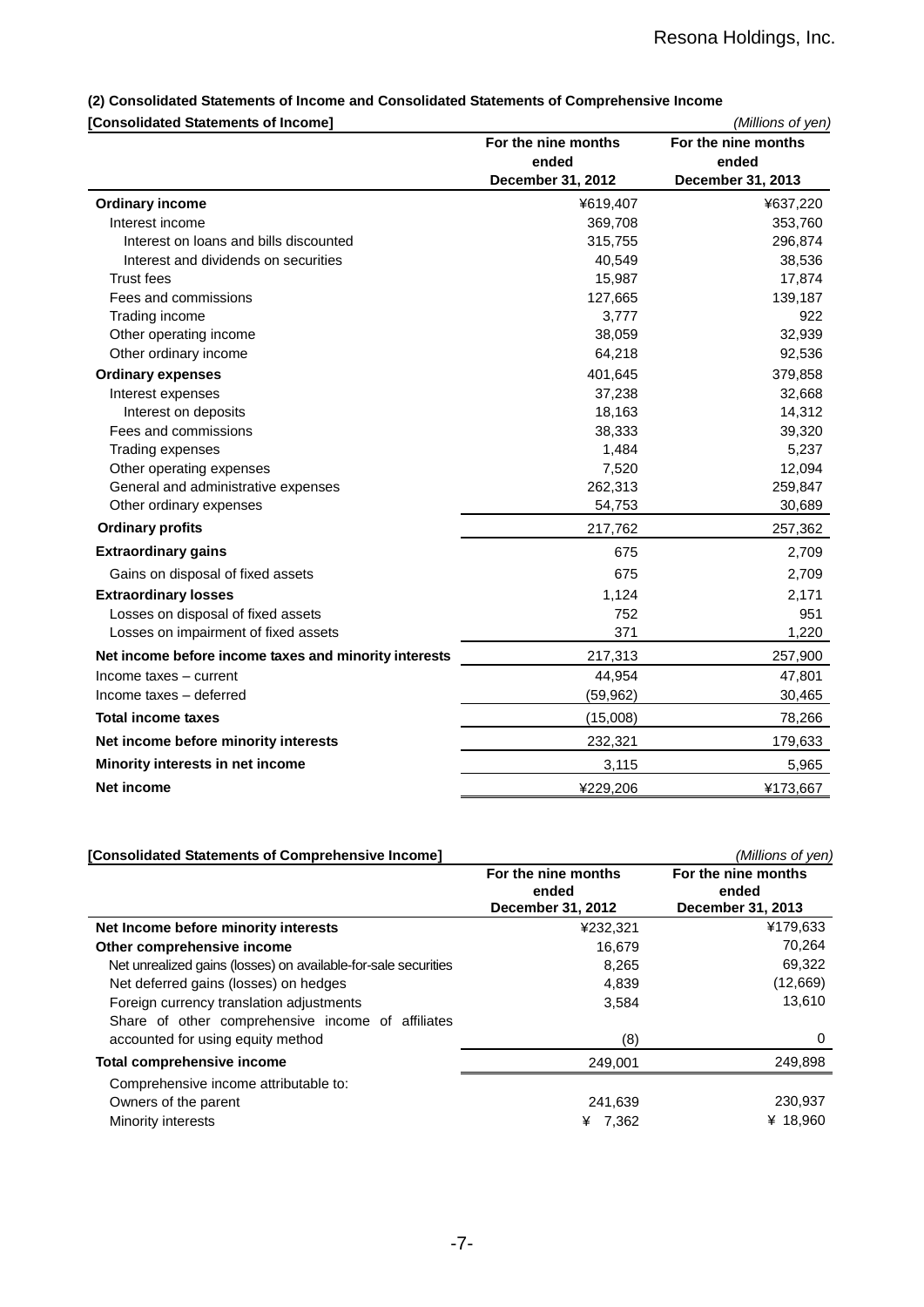### (2) Consolidated Statements of Income and Consolidated Statements of Comprehensive Income

**[Consolidated Statements of Income]** *(Millions of yen)*

| | For the nine months ended December 31, 2012 | For the nine months ended December 31, 2013 |
|---|---|---|
| **Ordinary income** | ¥619,407 | ¥637,220 |
| Interest income | 369,708 | 353,760 |
| Interest on loans and bills discounted | 315,755 | 296,874 |
| Interest and dividends on securities | 40,549 | 38,536 |
| Trust fees | 15,987 | 17,874 |
| Fees and commissions | 127,665 | 139,187 |
| Trading income | 3,777 | 922 |
| Other operating income | 38,059 | 32,939 |
| Other ordinary income | 64,218 | 92,536 |
| **Ordinary expenses** | 401,645 | 379,858 |
| Interest expenses | 37,238 | 32,668 |
| Interest on deposits | 18,163 | 14,312 |
| Fees and commissions | 38,333 | 39,320 |
| Trading expenses | 1,484 | 5,237 |
| Other operating expenses | 7,520 | 12,094 |
| General and administrative expenses | 262,313 | 259,847 |
| Other ordinary expenses | 54,753 | 30,689 |
| **Ordinary profits** | 217,762 | 257,362 |
| **Extraordinary gains** | 675 | 2,709 |
| Gains on disposal of fixed assets | 675 | 2,709 |
| **Extraordinary losses** | 1,124 | 2,171 |
| Losses on disposal of fixed assets | 752 | 951 |
| Losses on impairment of fixed assets | 371 | 1,220 |
| **Net income before income taxes and minority interests** | 217,313 | 257,900 |
| Income taxes – current | 44,954 | 47,801 |
| Income taxes – deferred | (59,962) | 30,465 |
| **Total income taxes** | (15,008) | 78,266 |
| **Net income before minority interests** | 232,321 | 179,633 |
| **Minority interests in net income** | 3,115 | 5,965 |
| **Net income** | ¥229,206 | ¥173,667 |

**[Consolidated Statements of Comprehensive Income]** *(Millions of yen)*

| | For the nine months ended December 31, 2012 | For the nine months ended December 31, 2013 |
|---|---|---|
| **Net Income before minority interests** | ¥232,321 | ¥179,633 |
| **Other comprehensive income** | 16,679 | 70,264 |
| Net unrealized gains (losses) on available-for-sale securities | 8,265 | 69,322 |
| Net deferred gains (losses) on hedges | 4,839 | (12,669) |
| Foreign currency translation adjustments | 3,584 | 13,610 |
| Share of other comprehensive income of affiliates accounted for using equity method | (8) | 0 |
| **Total comprehensive income** | 249,001 | 249,898 |
| Comprehensive income attributable to: | | |
| Owners of the parent | 241,639 | 230,937 |
| Minority interests | ¥ 7,362 | ¥ 18,960 |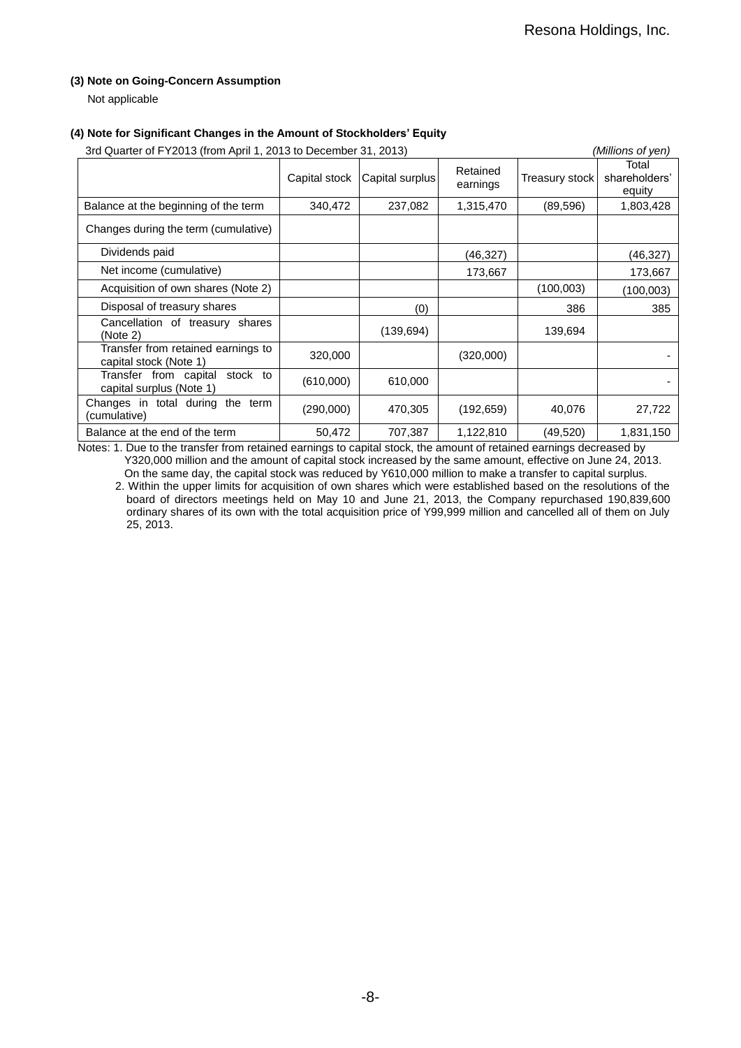### (3) Note on Going-Concern Assumption

Not applicable

### (4) Note for Significant Changes in the Amount of Stockholders' Equity

3rd Quarter of FY2013 (from April 1, 2013 to December 31, 2013) *(Millions of yen)*

| | Capital stock | Capital surplus | Retained earnings | Treasury stock | Total shareholders' equity |
|---|---|---|---|---|---|
| Balance at the beginning of the term | 340,472 | 237,082 | 1,315,470 | (89,596) | 1,803,428 |
| Changes during the term (cumulative) | | | | | |
| Dividends paid | | | (46,327) | | (46,327) |
| Net income (cumulative) | | | 173,667 | | 173,667 |
| Acquisition of own shares (Note 2) | | | | (100,003) | (100,003) |
| Disposal of treasury shares | | (0) | | 386 | 385 |
| Cancellation of treasury shares (Note 2) | | (139,694) | | 139,694 | |
| Transfer from retained earnings to capital stock (Note 1) | 320,000 | | (320,000) | | - |
| Transfer from capital stock to capital surplus (Note 1) | (610,000) | 610,000 | | | - |
| Changes in total during the term (cumulative) | (290,000) | 470,305 | (192,659) | 40,076 | 27,722 |
| Balance at the end of the term | 50,472 | 707,387 | 1,122,810 | (49,520) | 1,831,150 |

Notes: 1. Due to the transfer from retained earnings to capital stock, the amount of retained earnings decreased by Y320,000 million and the amount of capital stock increased by the same amount, effective on June 24, 2013. On the same day, the capital stock was reduced by Y610,000 million to make a transfer to capital surplus.

2. Within the upper limits for acquisition of own shares which were established based on the resolutions of the board of directors meetings held on May 10 and June 21, 2013, the Company repurchased 190,839,600 ordinary shares of its own with the total acquisition price of Y99,999 million and cancelled all of them on July 25, 2013.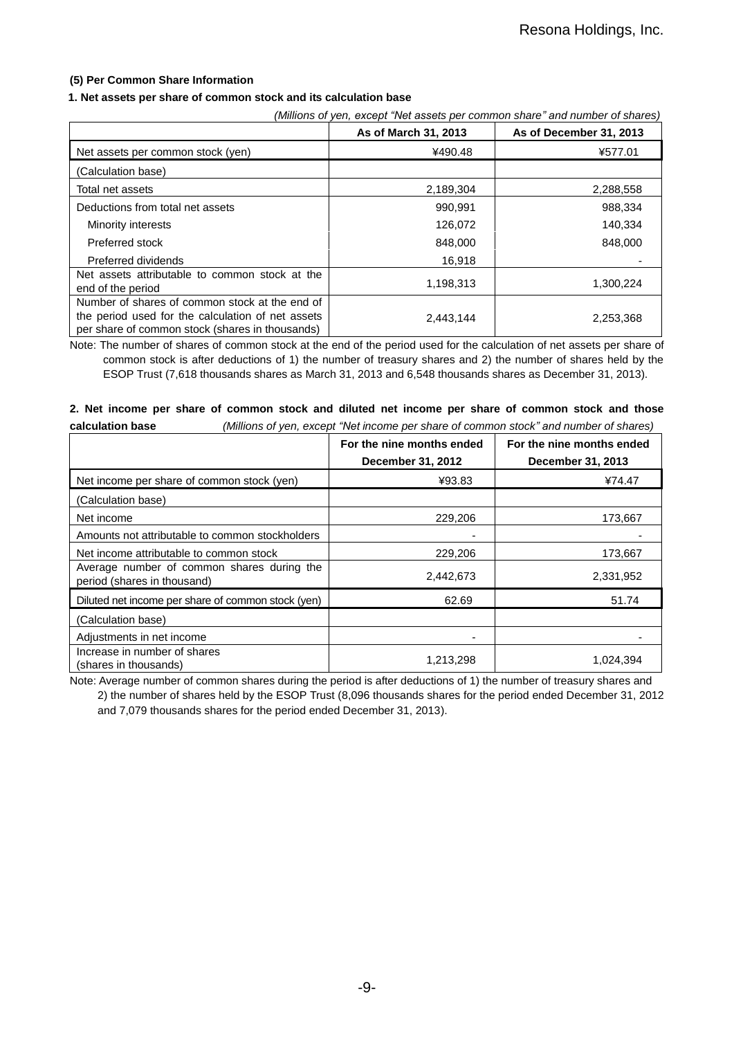### (5) Per Common Share Information

#### 1. Net assets per share of common stock and its calculation base

*(Millions of yen, except "Net assets per common share" and number of shares)*

| | As of March 31, 2013 | As of December 31, 2013 |
|---|---|---|
| Net assets per common stock (yen) | ¥490.48 | ¥577.01 |
| (Calculation base) | | |
| Total net assets | 2,189,304 | 2,288,558 |
| Deductions from total net assets | 990,991 | 988,334 |
| Minority interests | 126,072 | 140,334 |
| Preferred stock | 848,000 | 848,000 |
| Preferred dividends | 16,918 | - |
| Net assets attributable to common stock at the end of the period | 1,198,313 | 1,300,224 |
| Number of shares of common stock at the end of the period used for the calculation of net assets per share of common stock (shares in thousands) | 2,443,144 | 2,253,368 |

Note: The number of shares of common stock at the end of the period used for the calculation of net assets per share of common stock is after deductions of 1) the number of treasury shares and 2) the number of shares held by the ESOP Trust (7,618 thousands shares as March 31, 2013 and 6,548 thousands shares as December 31, 2013).

#### 2. Net income per share of common stock and diluted net income per share of common stock and those calculation base

*(Millions of yen, except "Net income per share of common stock" and number of shares)*

| | For the nine months ended December 31, 2012 | For the nine months ended December 31, 2013 |
|---|---|---|
| Net income per share of common stock (yen) | ¥93.83 | ¥74.47 |
| (Calculation base) | | |
| Net income | 229,206 | 173,667 |
| Amounts not attributable to common stockholders | - | - |
| Net income attributable to common stock | 229,206 | 173,667 |
| Average number of common shares during the period (shares in thousand) | 2,442,673 | 2,331,952 |
| Diluted net income per share of common stock (yen) | 62.69 | 51.74 |
| (Calculation base) | | |
| Adjustments in net income | - | - |
| Increase in number of shares (shares in thousands) | 1,213,298 | 1,024,394 |

Note: Average number of common shares during the period is after deductions of 1) the number of treasury shares and 2) the number of shares held by the ESOP Trust (8,096 thousands shares for the period ended December 31, 2012 and 7,079 thousands shares for the period ended December 31, 2013).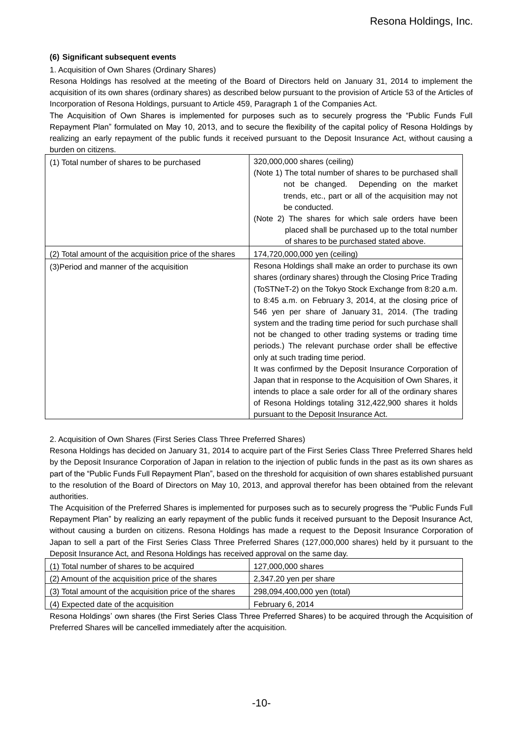### (6) Significant subsequent events

1. Acquisition of Own Shares (Ordinary Shares)

Resona Holdings has resolved at the meeting of the Board of Directors held on January 31, 2014 to implement the acquisition of its own shares (ordinary shares) as described below pursuant to the provision of Article 53 of the Articles of Incorporation of Resona Holdings, pursuant to Article 459, Paragraph 1 of the Companies Act.

The Acquisition of Own Shares is implemented for purposes such as to securely progress the "Public Funds Full Repayment Plan" formulated on May 10, 2013, and to secure the flexibility of the capital policy of Resona Holdings by realizing an early repayment of the public funds it received pursuant to the Deposit Insurance Act, without causing a burden on citizens.

| | |
|---|---|
| (1) Total number of shares to be purchased | 320,000,000 shares (ceiling)<br>(Note 1) The total number of shares to be purchased shall not be changed. Depending on the market trends, etc., part or all of the acquisition may not be conducted.<br>(Note 2) The shares for which sale orders have been placed shall be purchased up to the total number of shares to be purchased stated above. |
| (2) Total amount of the acquisition price of the shares | 174,720,000,000 yen (ceiling) |
| (3)Period and manner of the acquisition | Resona Holdings shall make an order to purchase its own shares (ordinary shares) through the Closing Price Trading (ToSTNeT-2) on the Tokyo Stock Exchange from 8:20 a.m. to 8:45 a.m. on February 3, 2014, at the closing price of 546 yen per share of January 31, 2014. (The trading system and the trading time period for such purchase shall not be changed to other trading systems or trading time periods.) The relevant purchase order shall be effective only at such trading time period.<br>It was confirmed by the Deposit Insurance Corporation of Japan that in response to the Acquisition of Own Shares, it intends to place a sale order for all of the ordinary shares of Resona Holdings totaling 312,422,900 shares it holds pursuant to the Deposit Insurance Act. |

2. Acquisition of Own Shares (First Series Class Three Preferred Shares)

Resona Holdings has decided on January 31, 2014 to acquire part of the First Series Class Three Preferred Shares held by the Deposit Insurance Corporation of Japan in relation to the injection of public funds in the past as its own shares as part of the "Public Funds Full Repayment Plan", based on the threshold for acquisition of own shares established pursuant to the resolution of the Board of Directors on May 10, 2013, and approval therefor has been obtained from the relevant authorities.

The Acquisition of the Preferred Shares is implemented for purposes such as to securely progress the "Public Funds Full Repayment Plan" by realizing an early repayment of the public funds it received pursuant to the Deposit Insurance Act, without causing a burden on citizens. Resona Holdings has made a request to the Deposit Insurance Corporation of Japan to sell a part of the First Series Class Three Preferred Shares (127,000,000 shares) held by it pursuant to the Deposit Insurance Act, and Resona Holdings has received approval on the same day.

| | |
|---|---|
| (1) Total number of shares to be acquired | 127,000,000 shares |
| (2) Amount of the acquisition price of the shares | 2,347.20 yen per share |
| (3) Total amount of the acquisition price of the shares | 298,094,400,000 yen (total) |
| (4) Expected date of the acquisition | February 6, 2014 |

Resona Holdings' own shares (the First Series Class Three Preferred Shares) to be acquired through the Acquisition of Preferred Shares will be cancelled immediately after the acquisition.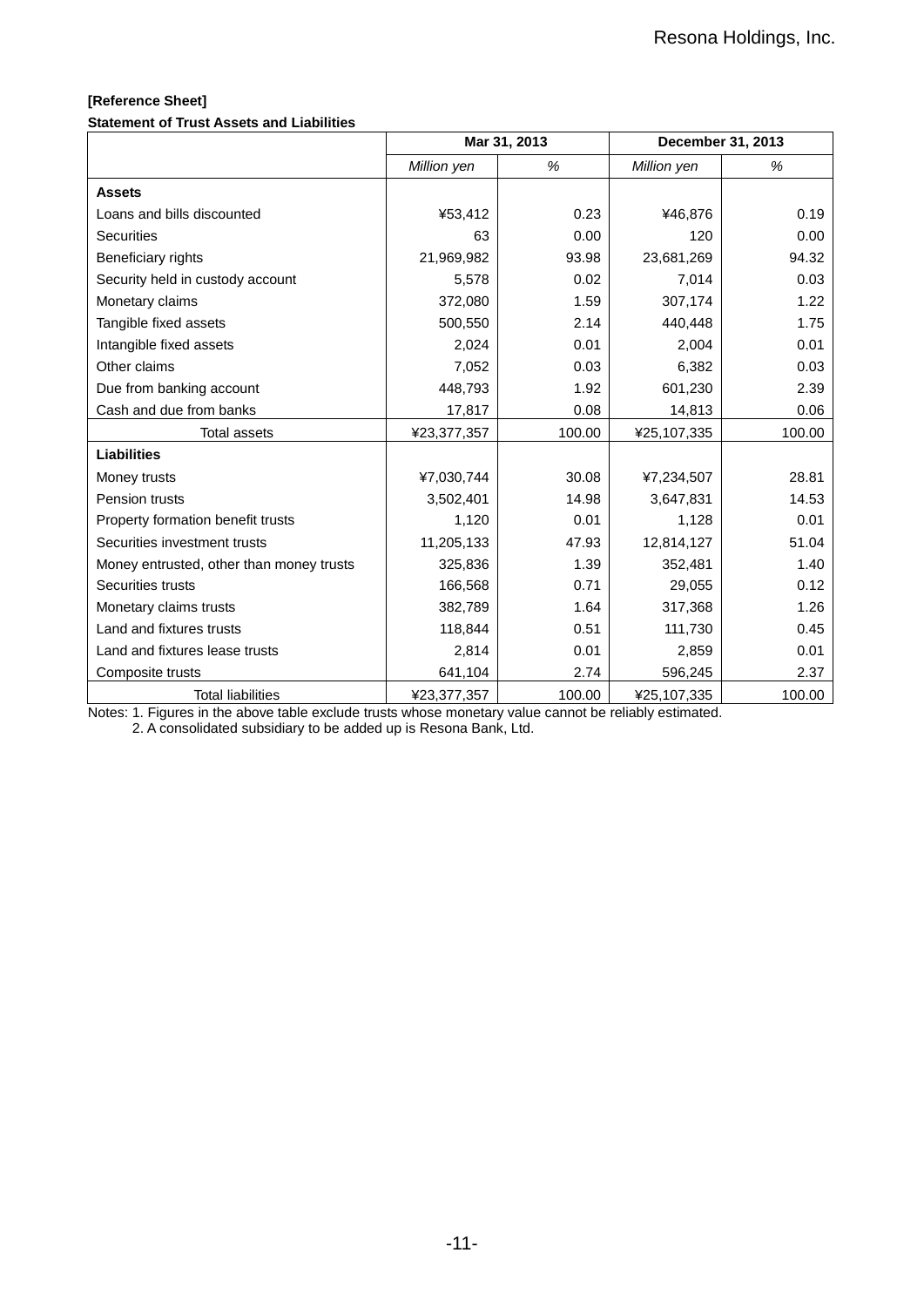**[Reference Sheet]**

**Statement of Trust Assets and Liabilities**

| | Mar 31, 2013 | | December 31, 2013 | |
|---|---|---|---|---|
| | *Million yen* | *%* | *Million yen* | *%* |
| **Assets** | | | | |
| Loans and bills discounted | ¥53,412 | 0.23 | ¥46,876 | 0.19 |
| Securities | 63 | 0.00 | 120 | 0.00 |
| Beneficiary rights | 21,969,982 | 93.98 | 23,681,269 | 94.32 |
| Security held in custody account | 5,578 | 0.02 | 7,014 | 0.03 |
| Monetary claims | 372,080 | 1.59 | 307,174 | 1.22 |
| Tangible fixed assets | 500,550 | 2.14 | 440,448 | 1.75 |
| Intangible fixed assets | 2,024 | 0.01 | 2,004 | 0.01 |
| Other claims | 7,052 | 0.03 | 6,382 | 0.03 |
| Due from banking account | 448,793 | 1.92 | 601,230 | 2.39 |
| Cash and due from banks | 17,817 | 0.08 | 14,813 | 0.06 |
| Total assets | ¥23,377,357 | 100.00 | ¥25,107,335 | 100.00 |
| **Liabilities** | | | | |
| Money trusts | ¥7,030,744 | 30.08 | ¥7,234,507 | 28.81 |
| Pension trusts | 3,502,401 | 14.98 | 3,647,831 | 14.53 |
| Property formation benefit trusts | 1,120 | 0.01 | 1,128 | 0.01 |
| Securities investment trusts | 11,205,133 | 47.93 | 12,814,127 | 51.04 |
| Money entrusted, other than money trusts | 325,836 | 1.39 | 352,481 | 1.40 |
| Securities trusts | 166,568 | 0.71 | 29,055 | 0.12 |
| Monetary claims trusts | 382,789 | 1.64 | 317,368 | 1.26 |
| Land and fixtures trusts | 118,844 | 0.51 | 111,730 | 0.45 |
| Land and fixtures lease trusts | 2,814 | 0.01 | 2,859 | 0.01 |
| Composite trusts | 641,104 | 2.74 | 596,245 | 2.37 |
| Total liabilities | ¥23,377,357 | 100.00 | ¥25,107,335 | 100.00 |

Notes: 1. Figures in the above table exclude trusts whose monetary value cannot be reliably estimated.
2. A consolidated subsidiary to be added up is Resona Bank, Ltd.